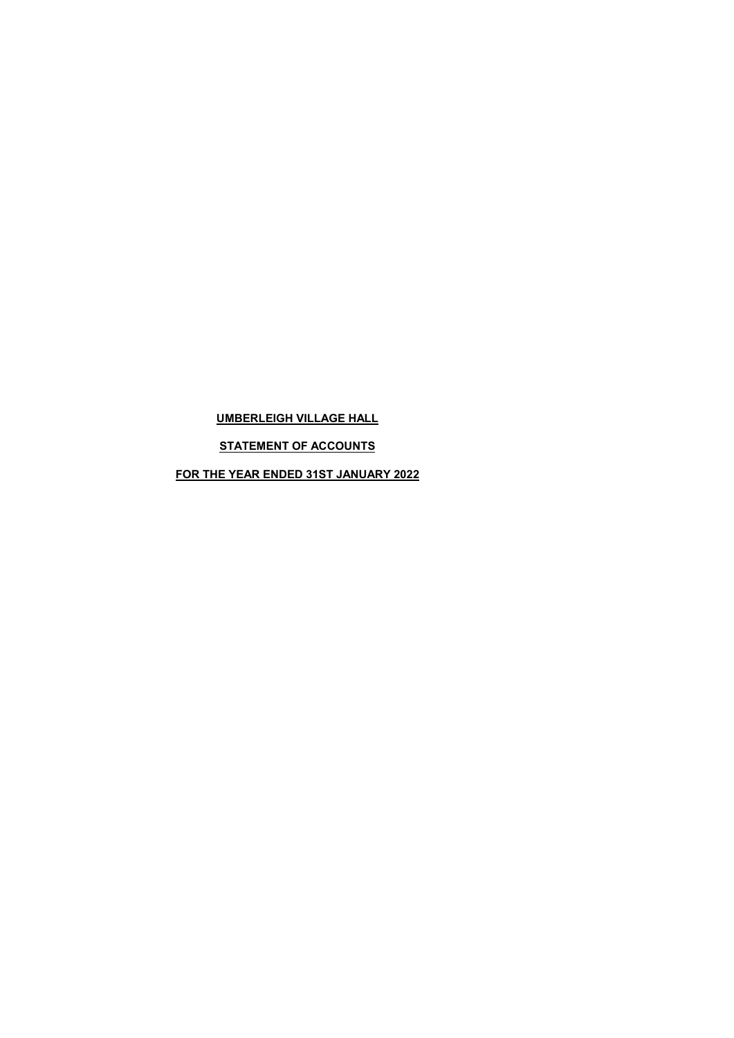**UMBERLEIGH VILLAGE HALL**

**STATEMENT OF ACCOUNTS**

**FOR THE YEAR ENDED 31ST JANUARY 2022**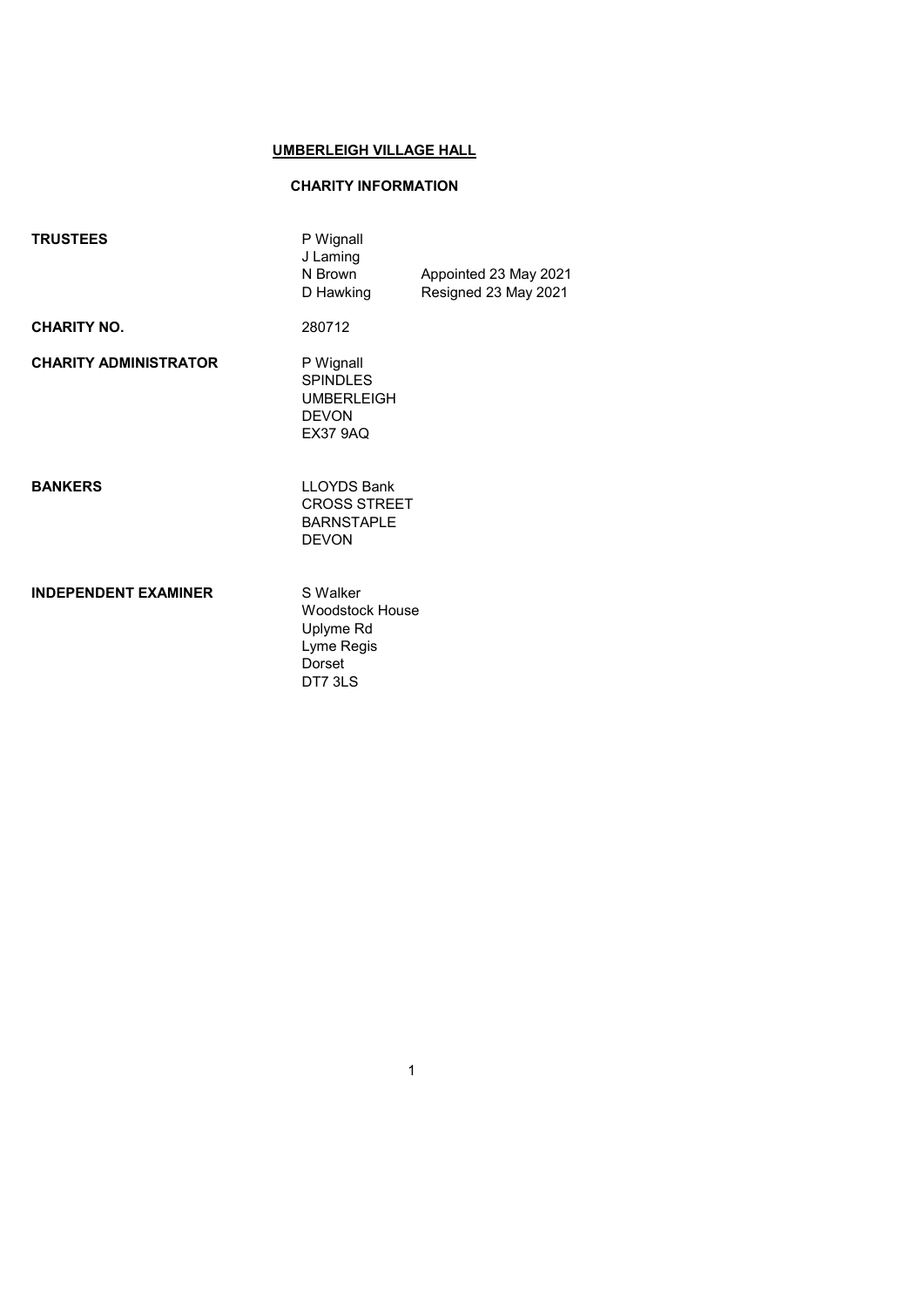# UMBERLEIGH VILLAGE HALL

## CHARITY INFORMATION

| | | |
|---|---|---|
| **TRUSTEES** | P Wignall | |
| | J Laming | |
| | N Brown | Appointed 23 May 2021 |
| | D Hawking | Resigned 23 May 2021 |
| **CHARITY NO.** | 280712 | |
| **CHARITY ADMINISTRATOR** | P Wignall<br>SPINDLES<br>UMBERLEIGH<br>DEVON<br>EX37 9AQ | |
| **BANKERS** | LLOYDS Bank<br>CROSS STREET<br>BARNSTAPLE<br>DEVON | |
| **INDEPENDENT EXAMINER** | S Walker<br>Woodstock House<br>Uplyme Rd<br>Lyme Regis<br>Dorset<br>DT7 3LS | |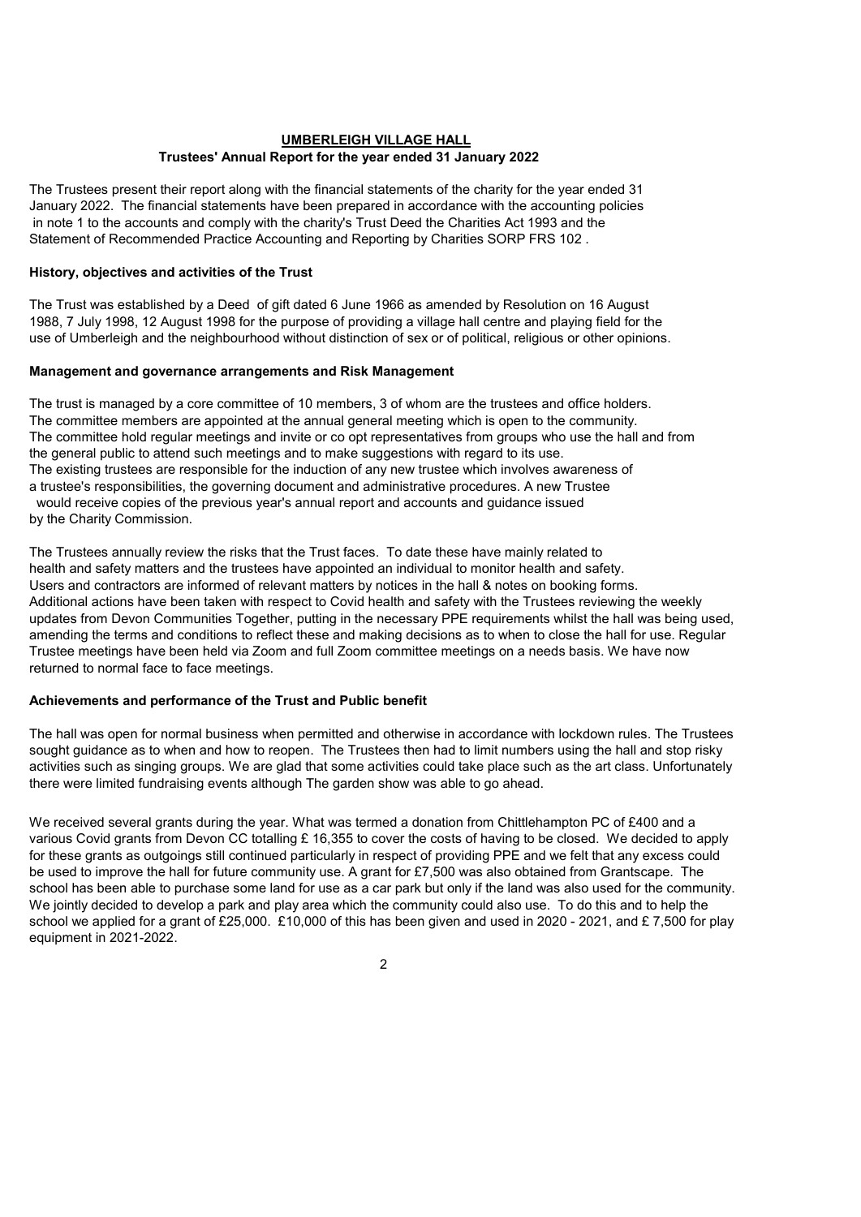**UMBERLEIGH VILLAGE HALL**

**Trustees' Annual Report for the year ended 31 January 2022**

The Trustees present their report along with the financial statements of the charity for the year ended 31 January 2022. The financial statements have been prepared in accordance with the accounting policies in note 1 to the accounts and comply with the charity's Trust Deed the Charities Act 1993 and the Statement of Recommended Practice Accounting and Reporting by Charities SORP FRS 102 .

### History, objectives and activities of the Trust

The Trust was established by a Deed of gift dated 6 June 1966 as amended by Resolution on 16 August 1988, 7 July 1998, 12 August 1998 for the purpose of providing a village hall centre and playing field for the use of Umberleigh and the neighbourhood without distinction of sex or of political, religious or other opinions.

### Management and governance arrangements and Risk Management

The trust is managed by a core committee of 10 members, 3 of whom are the trustees and office holders. The committee members are appointed at the annual general meeting which is open to the community. The committee hold regular meetings and invite or co opt representatives from groups who use the hall and from the general public to attend such meetings and to make suggestions with regard to its use. The existing trustees are responsible for the induction of any new trustee which involves awareness of a trustee's responsibilities, the governing document and administrative procedures. A new Trustee would receive copies of the previous year's annual report and accounts and guidance issued by the Charity Commission.

The Trustees annually review the risks that the Trust faces. To date these have mainly related to health and safety matters and the trustees have appointed an individual to monitor health and safety. Users and contractors are informed of relevant matters by notices in the hall & notes on booking forms. Additional actions have been taken with respect to Covid health and safety with the Trustees reviewing the weekly updates from Devon Communities Together, putting in the necessary PPE requirements whilst the hall was being used, amending the terms and conditions to reflect these and making decisions as to when to close the hall for use. Regular Trustee meetings have been held via Zoom and full Zoom committee meetings on a needs basis. We have now returned to normal face to face meetings.

### Achievements and performance of the Trust and Public benefit

The hall was open for normal business when permitted and otherwise in accordance with lockdown rules. The Trustees sought guidance as to when and how to reopen. The Trustees then had to limit numbers using the hall and stop risky activities such as singing groups. We are glad that some activities could take place such as the art class. Unfortunately there were limited fundraising events although The garden show was able to go ahead.

We received several grants during the year. What was termed a donation from Chittlehampton PC of £400 and a various Covid grants from Devon CC totalling £ 16,355 to cover the costs of having to be closed. We decided to apply for these grants as outgoings still continued particularly in respect of providing PPE and we felt that any excess could be used to improve the hall for future community use. A grant for £7,500 was also obtained from Grantscape. The school has been able to purchase some land for use as a car park but only if the land was also used for the community. We jointly decided to develop a park and play area which the community could also use. To do this and to help the school we applied for a grant of £25,000. £10,000 of this has been given and used in 2020 - 2021, and £ 7,500 for play equipment in 2021-2022.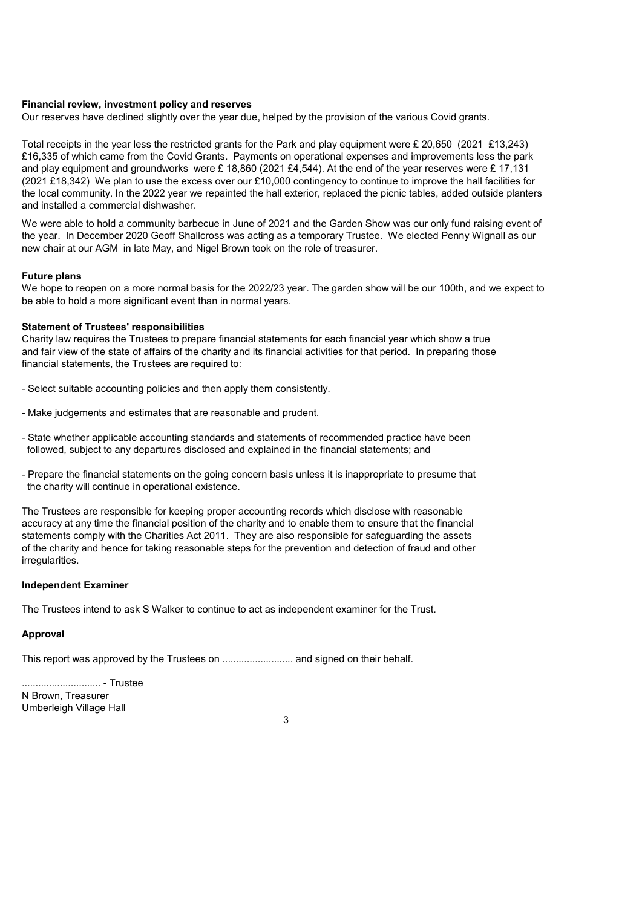**Financial review, investment policy and reserves**

Our reserves have declined slightly over the year due, helped by the provision of the various Covid grants.

Total receipts in the year less the restricted grants for the Park and play equipment were £ 20,650 (2021 £13,243) £16,335 of which came from the Covid Grants. Payments on operational expenses and improvements less the park and play equipment and groundworks were £ 18,860 (2021 £4,544). At the end of the year reserves were £ 17,131 (2021 £18,342) We plan to use the excess over our £10,000 contingency to continue to improve the hall facilities for the local community. In the 2022 year we repainted the hall exterior, replaced the picnic tables, added outside planters and installed a commercial dishwasher.

We were able to hold a community barbecue in June of 2021 and the Garden Show was our only fund raising event of the year. In December 2020 Geoff Shallcross was acting as a temporary Trustee. We elected Penny Wignall as our new chair at our AGM in late May, and Nigel Brown took on the role of treasurer.

**Future plans**

We hope to reopen on a more normal basis for the 2022/23 year. The garden show will be our 100th, and we expect to be able to hold a more significant event than in normal years.

**Statement of Trustees' responsibilities**

Charity law requires the Trustees to prepare financial statements for each financial year which show a true and fair view of the state of affairs of the charity and its financial activities for that period. In preparing those financial statements, the Trustees are required to:

- Select suitable accounting policies and then apply them consistently.
- Make judgements and estimates that are reasonable and prudent.
- State whether applicable accounting standards and statements of recommended practice have been followed, subject to any departures disclosed and explained in the financial statements; and
- Prepare the financial statements on the going concern basis unless it is inappropriate to presume that the charity will continue in operational existence.

The Trustees are responsible for keeping proper accounting records which disclose with reasonable accuracy at any time the financial position of the charity and to enable them to ensure that the financial statements comply with the Charities Act 2011. They are also responsible for safeguarding the assets of the charity and hence for taking reasonable steps for the prevention and detection of fraud and other irregularities.

**Independent Examiner**

The Trustees intend to ask S Walker to continue to act as independent examiner for the Trust.

**Approval**

This report was approved by the Trustees on .......................... and signed on their behalf.

............................ - Trustee
N Brown, Treasurer
Umberleigh Village Hall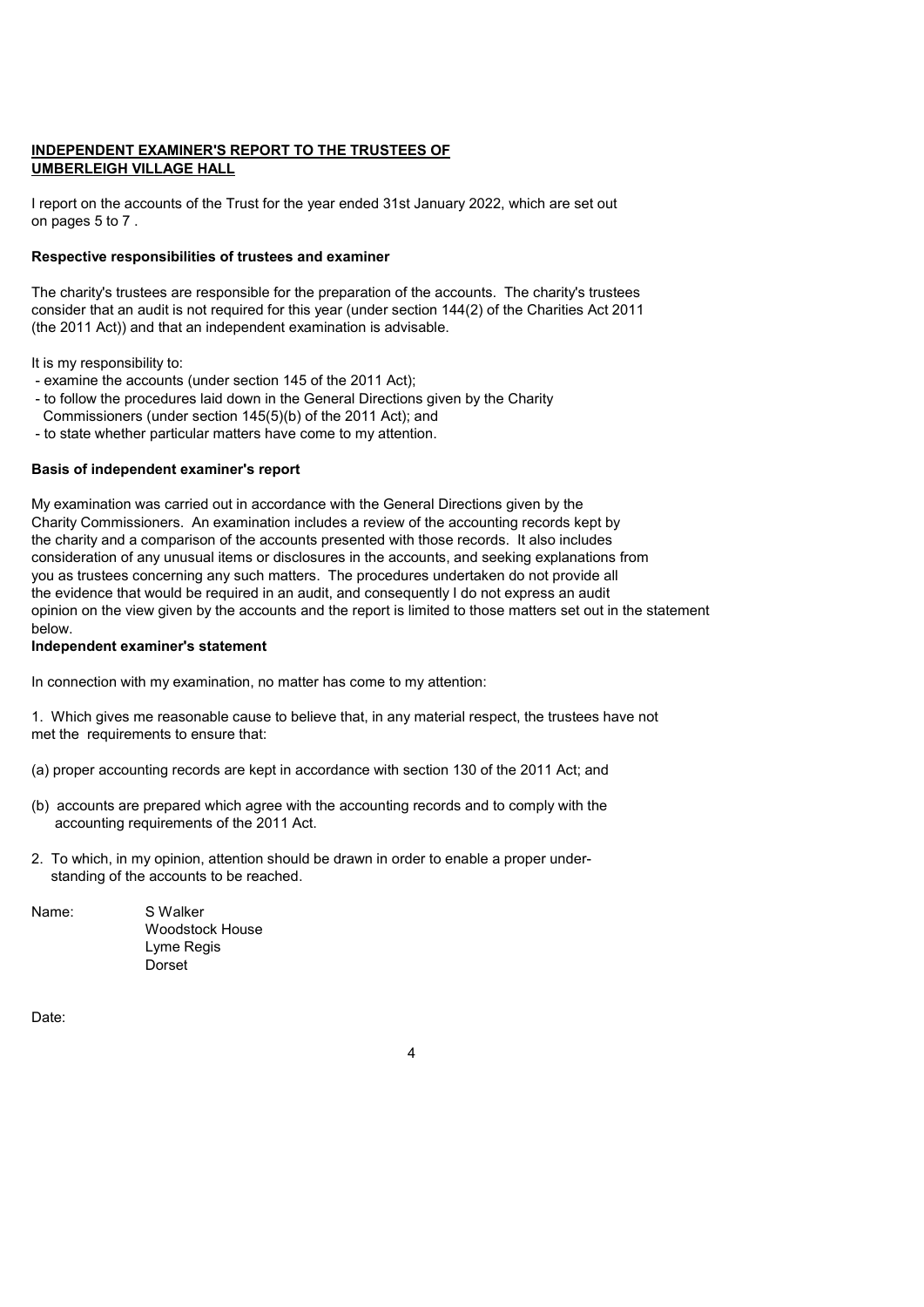## INDEPENDENT EXAMINER'S REPORT TO THE TRUSTEES OF UMBERLEIGH VILLAGE HALL

I report on the accounts of the Trust for the year ended 31st January 2022, which are set out on pages 5 to 7 .

**Respective responsibilities of trustees and examiner**

The charity's trustees are responsible for the preparation of the accounts. The charity's trustees consider that an audit is not required for this year (under section 144(2) of the Charities Act 2011 (the 2011 Act)) and that an independent examination is advisable.

It is my responsibility to:

- examine the accounts (under section 145 of the 2011 Act);
- to follow the procedures laid down in the General Directions given by the Charity Commissioners (under section 145(5)(b) of the 2011 Act); and
- to state whether particular matters have come to my attention.

**Basis of independent examiner's report**

My examination was carried out in accordance with the General Directions given by the Charity Commissioners. An examination includes a review of the accounting records kept by the charity and a comparison of the accounts presented with those records. It also includes consideration of any unusual items or disclosures in the accounts, and seeking explanations from you as trustees concerning any such matters. The procedures undertaken do not provide all the evidence that would be required in an audit, and consequently I do not express an audit opinion on the view given by the accounts and the report is limited to those matters set out in the statement below.

**Independent examiner's statement**

In connection with my examination, no matter has come to my attention:

1. Which gives me reasonable cause to believe that, in any material respect, the trustees have not met the requirements to ensure that:

(a) proper accounting records are kept in accordance with section 130 of the 2011 Act; and

(b) accounts are prepared which agree with the accounting records and to comply with the accounting requirements of the 2011 Act.

2. To which, in my opinion, attention should be drawn in order to enable a proper understanding of the accounts to be reached.

Name: S Walker
Woodstock House
Lyme Regis
Dorset

Date: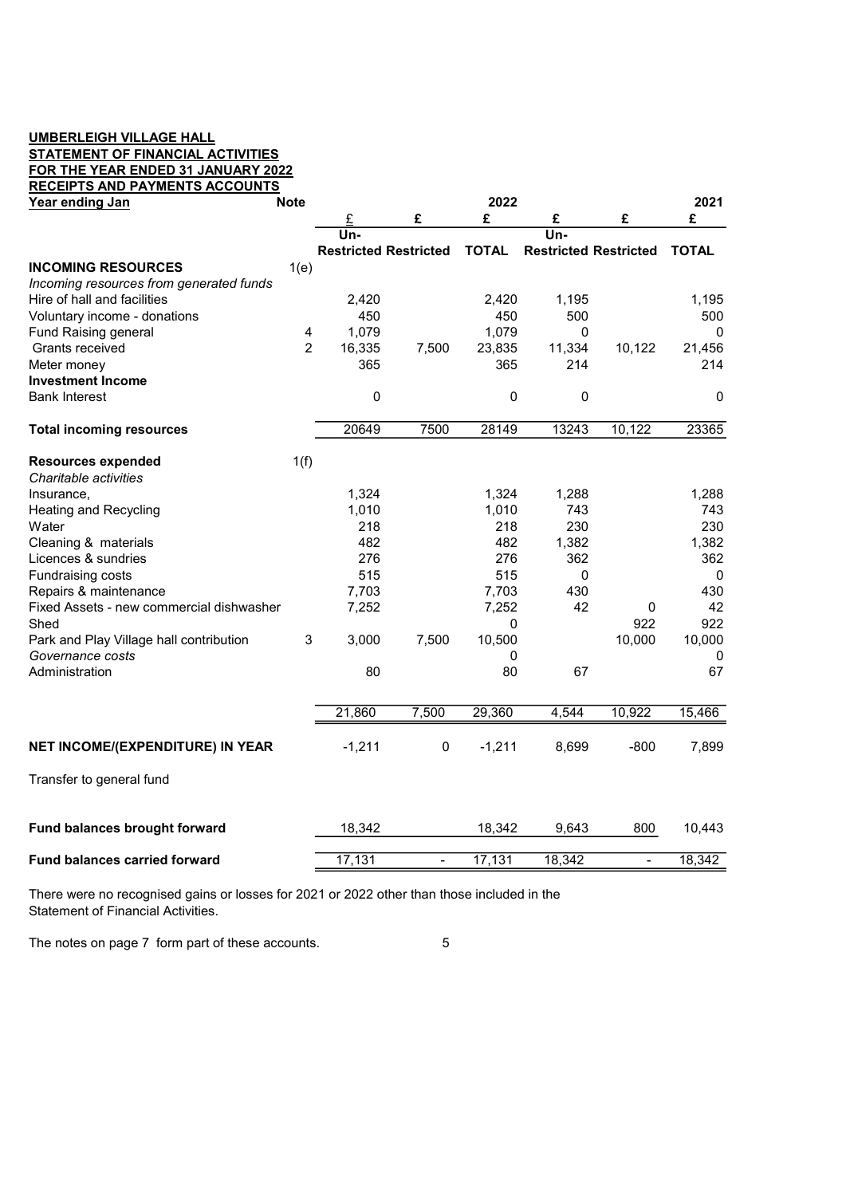**UMBERLEIGH VILLAGE HALL**
**STATEMENT OF FINANCIAL ACTIVITIES**
**FOR THE YEAR ENDED 31 JANUARY 2022**
**RECEIPTS AND PAYMENTS ACCOUNTS**

| Year ending Jan | Note | | | 2022 | | | 2021 |
|---|---|---|---|---|---|---|---|
| | | £ | £ | £ | £ | £ | £ |
| | | Un-Restricted | Restricted | TOTAL | Un-Restricted | Restricted | TOTAL |
| **INCOMING RESOURCES** | 1(e) | | | | | | |
| *Incoming resources from generated funds* | | | | | | | |
| Hire of hall and facilities | | 2,420 | | 2,420 | 1,195 | | 1,195 |
| Voluntary income - donations | | 450 | | 450 | 500 | | 500 |
| Fund Raising general | 4 | 1,079 | | 1,079 | 0 | | 0 |
| Grants received | 2 | 16,335 | 7,500 | 23,835 | 11,334 | 10,122 | 21,456 |
| Meter money | | 365 | | 365 | 214 | | 214 |
| **Investment Income** | | | | | | | |
| Bank Interest | | 0 | | 0 | 0 | | 0 |
| **Total incoming resources** | | 20649 | 7500 | 28149 | 13243 | 10,122 | 23365 |
| **Resources expended** | 1(f) | | | | | | |
| *Charitable activities* | | | | | | | |
| Insurance, | | 1,324 | | 1,324 | 1,288 | | 1,288 |
| Heating and Recycling | | 1,010 | | 1,010 | 743 | | 743 |
| Water | | 218 | | 218 | 230 | | 230 |
| Cleaning & materials | | 482 | | 482 | 1,382 | | 1,382 |
| Licences & sundries | | 276 | | 276 | 362 | | 362 |
| Fundraising costs | | 515 | | 515 | 0 | | 0 |
| Repairs & maintenance | | 7,703 | | 7,703 | 430 | | 430 |
| Fixed Assets - new commercial dishwasher | | 7,252 | | 7,252 | 42 | 0 | 42 |
| Shed | | | | 0 | | 922 | 922 |
| Park and Play Village hall contribution | 3 | 3,000 | 7,500 | 10,500 | | 10,000 | 10,000 |
| *Governance costs* | | | | 0 | | | 0 |
| Administration | | 80 | | 80 | 67 | | 67 |
| | | 21,860 | 7,500 | 29,360 | 4,544 | 10,922 | 15,466 |
| **NET INCOME/(EXPENDITURE) IN YEAR** | | -1,211 | 0 | -1,211 | 8,699 | -800 | 7,899 |
| Transfer to general fund | | | | | | | |
| **Fund balances brought forward** | | 18,342 | | 18,342 | 9,643 | 800 | 10,443 |
| **Fund balances carried forward** | | 17,131 | - | 17,131 | 18,342 | - | 18,342 |

There were no recognised gains or losses for 2021 or 2022 other than those included in the Statement of Financial Activities.

The notes on page 7 form part of these accounts.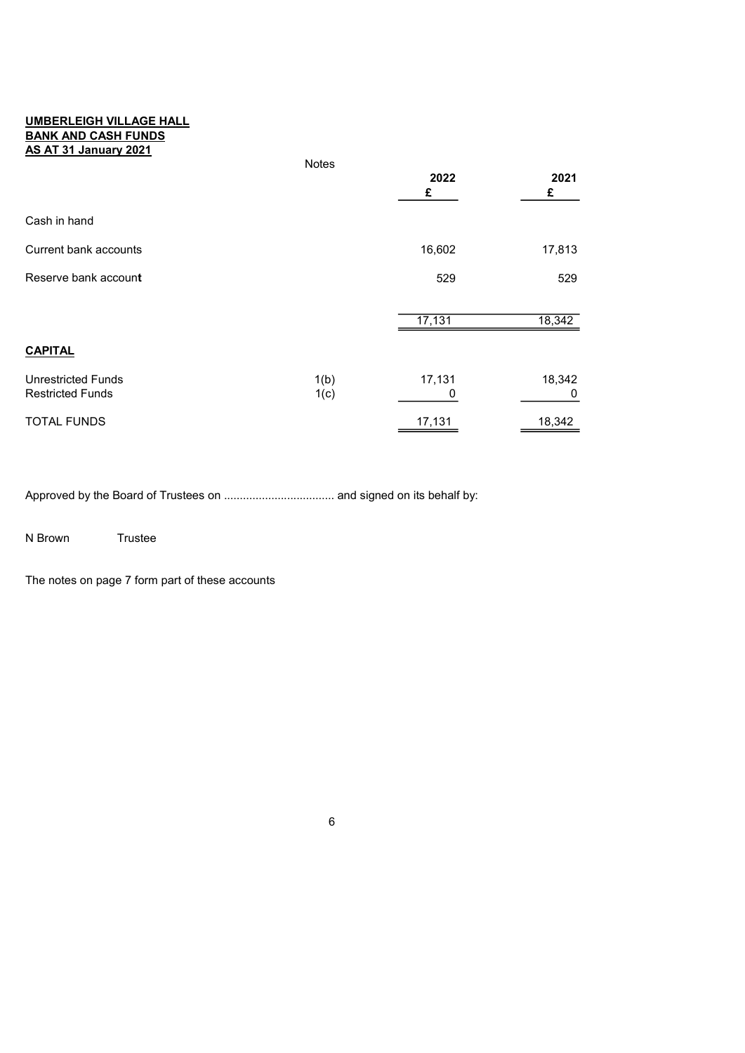**UMBERLEIGH VILLAGE HALL**
**BANK AND CASH FUNDS**
**AS AT 31 January 2021**

| | Notes | 2022<br>£ | 2021<br>£ |
|---|---|---|---|
| Cash in hand | | | |
| Current bank accounts | | 16,602 | 17,813 |
| Reserve bank account | | 529 | 529 |
| | | 17,131 | 18,342 |
| **CAPITAL** | | | |
| Unrestricted Funds | 1(b) | 17,131 | 18,342 |
| Restricted Funds | 1(c) | 0 | 0 |
| TOTAL FUNDS | | 17,131 | 18,342 |

Approved by the Board of Trustees on .................................. and signed on its behalf by:

N Brown Trustee

The notes on page 7 form part of these accounts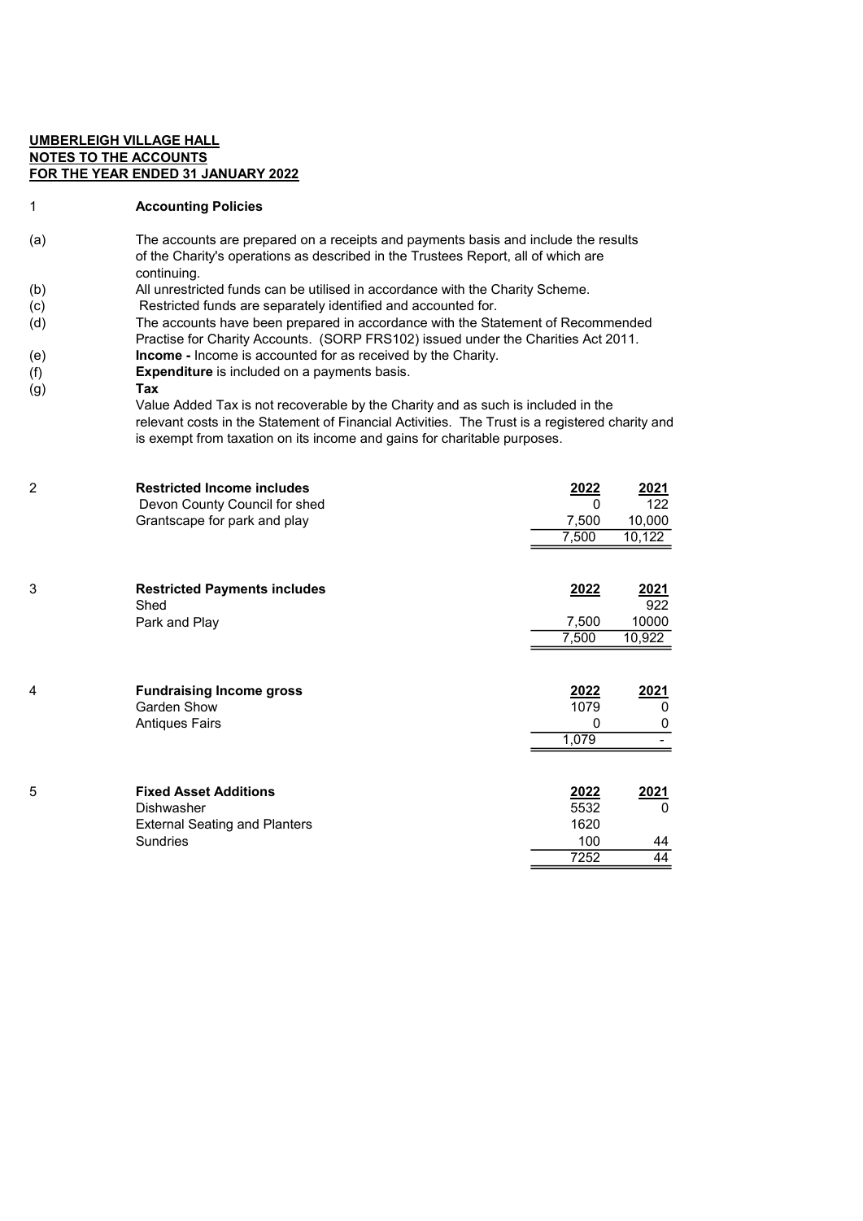**UMBERLEIGH VILLAGE HALL**
**NOTES TO THE ACCOUNTS**
**FOR THE YEAR ENDED 31 JANUARY 2022**

1 **Accounting Policies**

(a) The accounts are prepared on a receipts and payments basis and include the results of the Charity's operations as described in the Trustees Report, all of which are continuing.

(b) All unrestricted funds can be utilised in accordance with the Charity Scheme.

(c) Restricted funds are separately identified and accounted for.

(d) The accounts have been prepared in accordance with the Statement of Recommended Practise for Charity Accounts. (SORP FRS102) issued under the Charities Act 2011.

(e) **Income -** Income is accounted for as received by the Charity.

(f) **Expenditure** is included on a payments basis.

(g) **Tax**
Value Added Tax is not recoverable by the Charity and as such is included in the relevant costs in the Statement of Financial Activities. The Trust is a registered charity and is exempt from taxation on its income and gains for charitable purposes.

2 **Restricted Income includes**

| | 2022 | 2021 |
|---|---|---|
| Devon County Council for shed | 0 | 122 |
| Grantscape for park and play | 7,500 | 10,000 |
| | 7,500 | 10,122 |

3 **Restricted Payments includes**

| | 2022 | 2021 |
|---|---|---|
| Shed | | 922 |
| Park and Play | 7,500 | 10000 |
| | 7,500 | 10,922 |

4 **Fundraising Income gross**

| | 2022 | 2021 |
|---|---|---|
| Garden Show | 1079 | 0 |
| Antiques Fairs | 0 | 0 |
| | 1,079 | - |

5 **Fixed Asset Additions**

| | 2022 | 2021 |
|---|---|---|
| Dishwasher | 5532 | 0 |
| External Seating and Planters | 1620 | |
| Sundries | 100 | 44 |
| | 7252 | 44 |